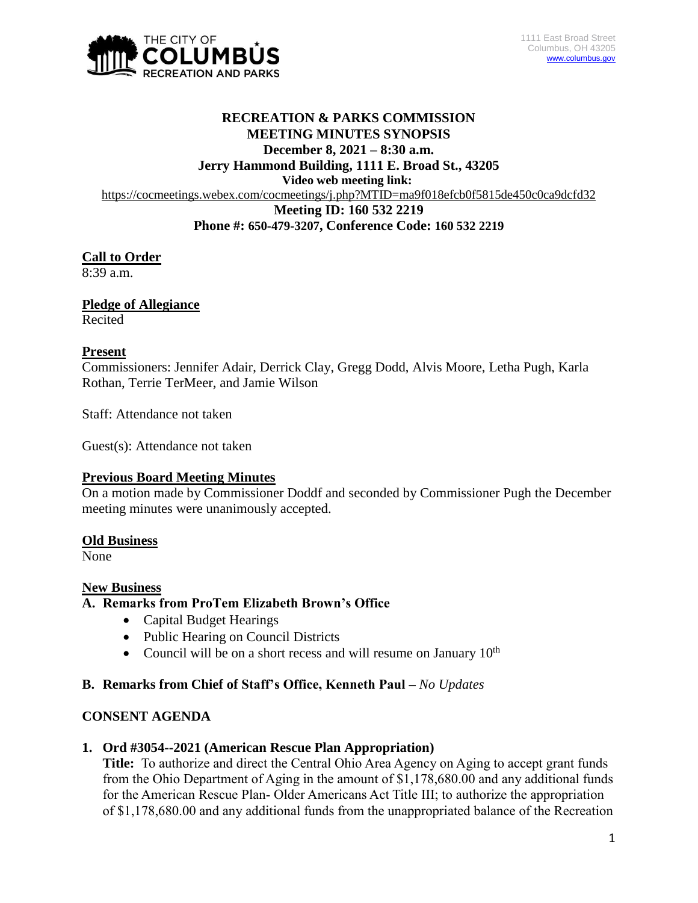1111 East Broad Street
Columbus, OH 43205
www.columbus.gov

# RECREATION & PARKS COMMISSION
## MEETING MINUTES SYNOPSIS
**December 8, 2021 – 8:30 a.m.**
**Jerry Hammond Building, 1111 E. Broad St., 43205**
**Video web meeting link:**
https://cocmeetings.webex.com/cocmeetings/j.php?MTID=ma9f018efcb0f5815de450c0ca9dcfd32
**Meeting ID: 160 532 2219**
**Phone #: 650-479-3207, Conference Code: 160 532 2219**

**Call to Order**
8:39 a.m.

**Pledge of Allegiance**
Recited

**Present**
Commissioners: Jennifer Adair, Derrick Clay, Gregg Dodd, Alvis Moore, Letha Pugh, Karla Rothan, Terrie TerMeer, and Jamie Wilson

Staff: Attendance not taken

Guest(s): Attendance not taken

**Previous Board Meeting Minutes**
On a motion made by Commissioner Doddf and seconded by Commissioner Pugh the December meeting minutes were unanimously accepted.

**Old Business**
None

**New Business**

**A. Remarks from ProTem Elizabeth Brown's Office**
- Capital Budget Hearings
- Public Hearing on Council Districts
- Council will be on a short recess and will resume on January 10th

**B. Remarks from Chief of Staff's Office, Kenneth Paul –** *No Updates*

**CONSENT AGENDA**

**1. Ord #3054--2021 (American Rescue Plan Appropriation)**
**Title:** To authorize and direct the Central Ohio Area Agency on Aging to accept grant funds from the Ohio Department of Aging in the amount of $1,178,680.00 and any additional funds for the American Rescue Plan- Older Americans Act Title III; to authorize the appropriation of $1,178,680.00 and any additional funds from the unappropriated balance of the Recreation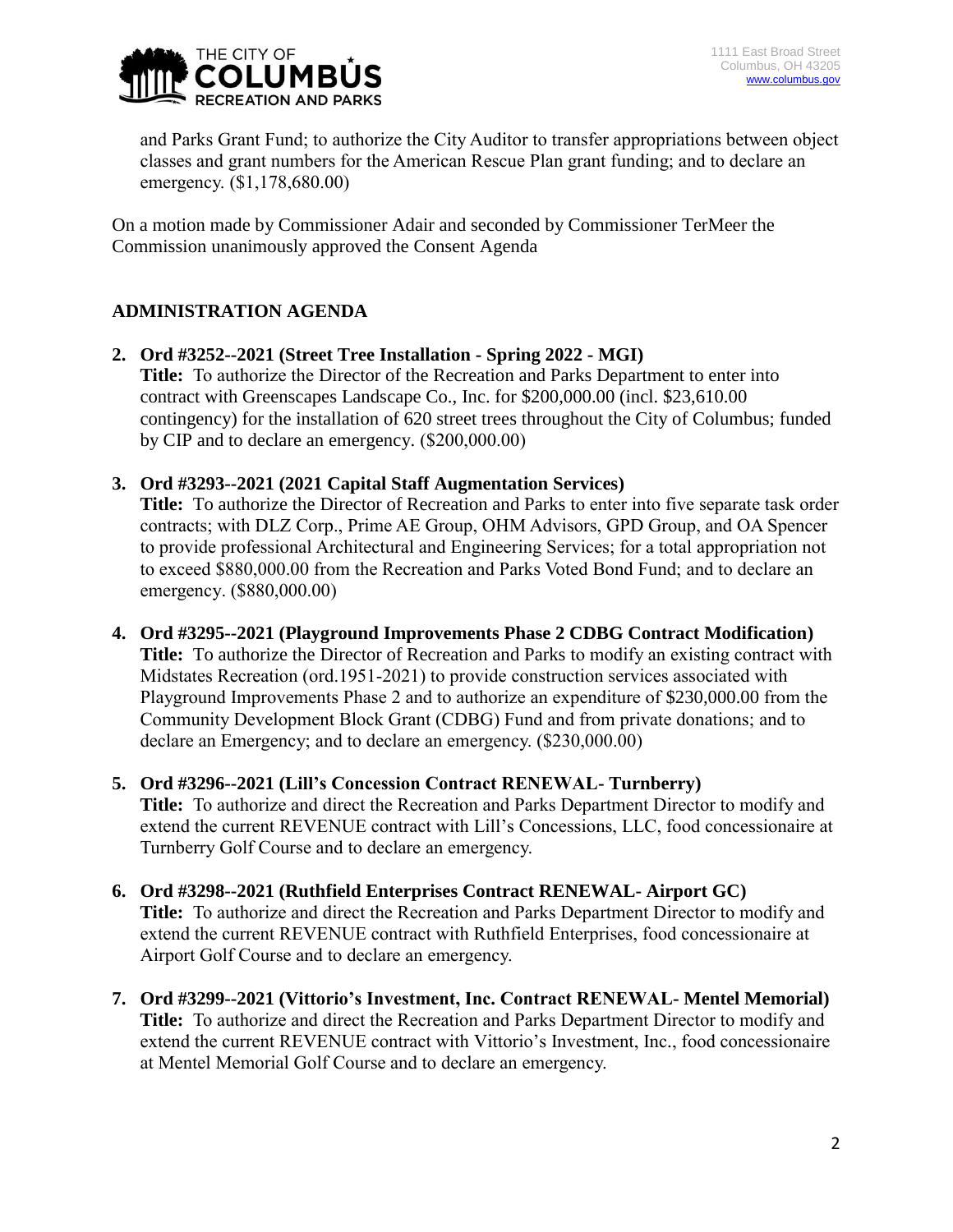and Parks Grant Fund; to authorize the City Auditor to transfer appropriations between object classes and grant numbers for the American Rescue Plan grant funding; and to declare an emergency. ($1,178,680.00)

On a motion made by Commissioner Adair and seconded by Commissioner TerMeer the Commission unanimously approved the Consent Agenda

## ADMINISTRATION AGENDA

2. **Ord #3252--2021 (Street Tree Installation - Spring 2022 - MGI)**
   **Title:** To authorize the Director of the Recreation and Parks Department to enter into contract with Greenscapes Landscape Co., Inc. for $200,000.00 (incl. $23,610.00 contingency) for the installation of 620 street trees throughout the City of Columbus; funded by CIP and to declare an emergency. ($200,000.00)

3. **Ord #3293--2021 (2021 Capital Staff Augmentation Services)**
   **Title:** To authorize the Director of Recreation and Parks to enter into five separate task order contracts; with DLZ Corp., Prime AE Group, OHM Advisors, GPD Group, and OA Spencer to provide professional Architectural and Engineering Services; for a total appropriation not to exceed $880,000.00 from the Recreation and Parks Voted Bond Fund; and to declare an emergency. ($880,000.00)

4. **Ord #3295--2021 (Playground Improvements Phase 2 CDBG Contract Modification)**
   **Title:** To authorize the Director of Recreation and Parks to modify an existing contract with Midstates Recreation (ord.1951-2021) to provide construction services associated with Playground Improvements Phase 2 and to authorize an expenditure of $230,000.00 from the Community Development Block Grant (CDBG) Fund and from private donations; and to declare an Emergency; and to declare an emergency. ($230,000.00)

5. **Ord #3296--2021 (Lill's Concession Contract RENEWAL- Turnberry)**
   **Title:** To authorize and direct the Recreation and Parks Department Director to modify and extend the current REVENUE contract with Lill's Concessions, LLC, food concessionaire at Turnberry Golf Course and to declare an emergency.

6. **Ord #3298--2021 (Ruthfield Enterprises Contract RENEWAL- Airport GC)**
   **Title:** To authorize and direct the Recreation and Parks Department Director to modify and extend the current REVENUE contract with Ruthfield Enterprises, food concessionaire at Airport Golf Course and to declare an emergency.

7. **Ord #3299--2021 (Vittorio's Investment, Inc. Contract RENEWAL- Mentel Memorial)**
   **Title:** To authorize and direct the Recreation and Parks Department Director to modify and extend the current REVENUE contract with Vittorio's Investment, Inc., food concessionaire at Mentel Memorial Golf Course and to declare an emergency.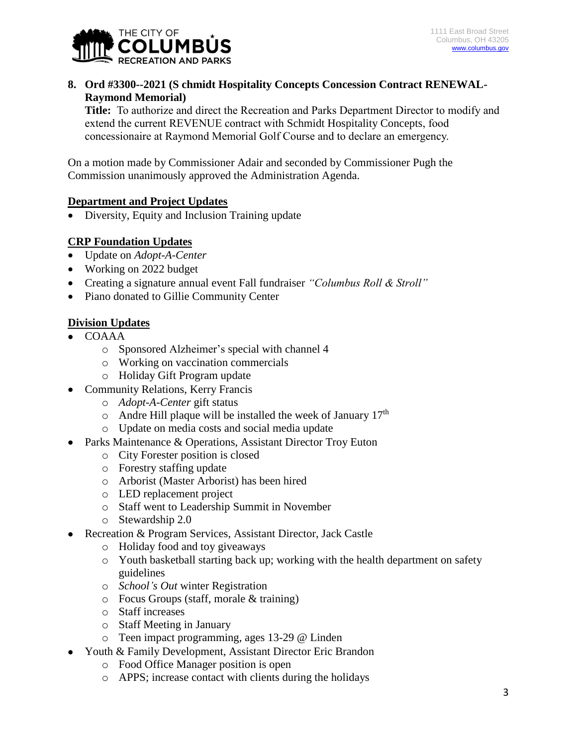**8. Ord #3300--2021 (S chmidt Hospitality Concepts Concession Contract RENEWAL- Raymond Memorial)**

**Title:** To authorize and direct the Recreation and Parks Department Director to modify and extend the current REVENUE contract with Schmidt Hospitality Concepts, food concessionaire at Raymond Memorial Golf Course and to declare an emergency.

On a motion made by Commissioner Adair and seconded by Commissioner Pugh the Commission unanimously approved the Administration Agenda.

**Department and Project Updates**

- Diversity, Equity and Inclusion Training update

**CRP Foundation Updates**

- Update on *Adopt-A-Center*
- Working on 2022 budget
- Creating a signature annual event Fall fundraiser *"Columbus Roll & Stroll"*
- Piano donated to Gillie Community Center

**Division Updates**

- COAAA
  - Sponsored Alzheimer's special with channel 4
  - Working on vaccination commercials
  - Holiday Gift Program update
- Community Relations, Kerry Francis
  - *Adopt-A-Center* gift status
  - Andre Hill plaque will be installed the week of January 17th
  - Update on media costs and social media update
- Parks Maintenance & Operations, Assistant Director Troy Euton
  - City Forester position is closed
  - Forestry staffing update
  - Arborist (Master Arborist) has been hired
  - LED replacement project
  - Staff went to Leadership Summit in November
  - Stewardship 2.0
- Recreation & Program Services, Assistant Director, Jack Castle
  - Holiday food and toy giveaways
  - Youth basketball starting back up; working with the health department on safety guidelines
  - *School's Out* winter Registration
  - Focus Groups (staff, morale & training)
  - Staff increases
  - Staff Meeting in January
  - Teen impact programming, ages 13-29 @ Linden
- Youth & Family Development, Assistant Director Eric Brandon
  - Food Office Manager position is open
  - APPS; increase contact with clients during the holidays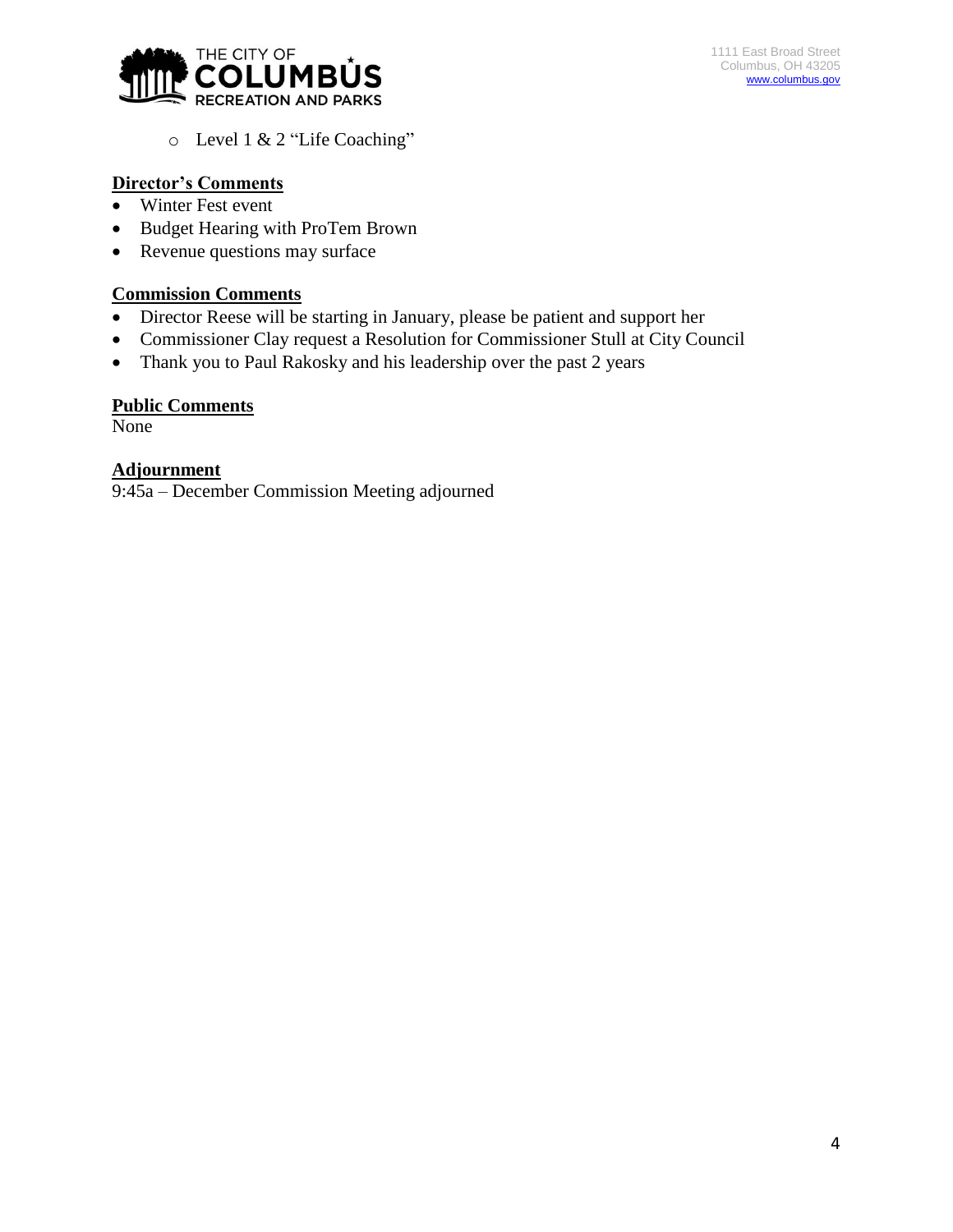- Level 1 & 2 "Life Coaching"

**Director's Comments**

- Winter Fest event
- Budget Hearing with ProTem Brown
- Revenue questions may surface

**Commission Comments**

- Director Reese will be starting in January, please be patient and support her
- Commissioner Clay request a Resolution for Commissioner Stull at City Council
- Thank you to Paul Rakosky and his leadership over the past 2 years

**Public Comments**

None

**Adjournment**

9:45a – December Commission Meeting adjourned